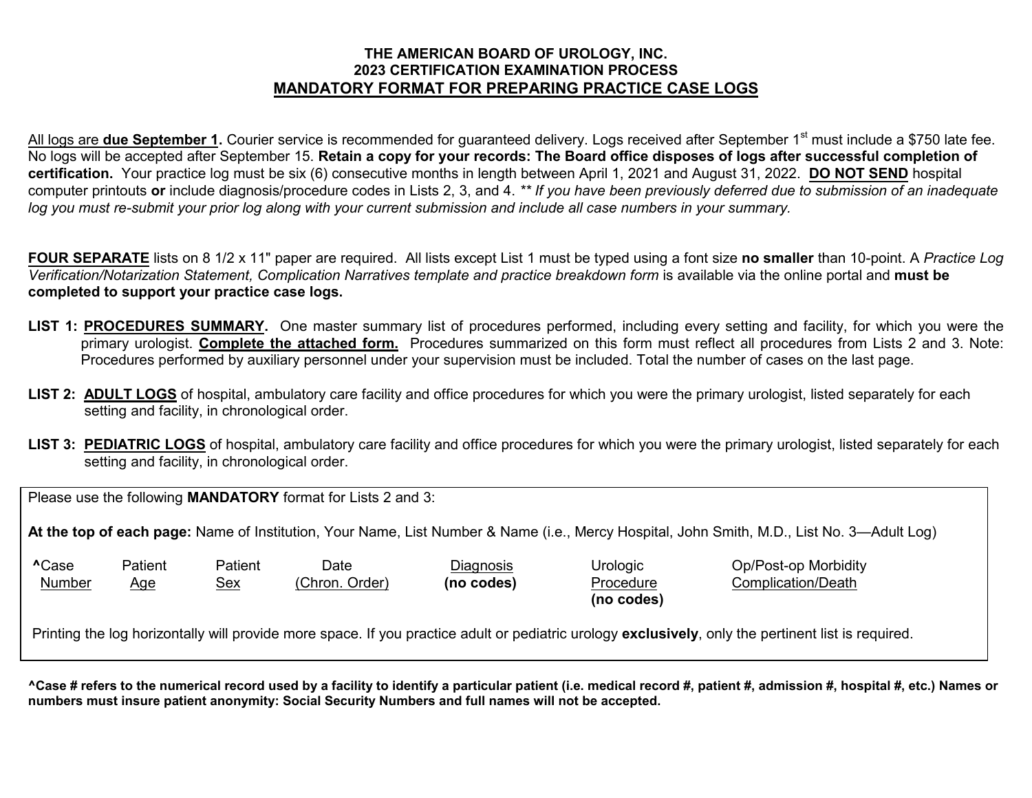**THE AMERICAN BOARD OF UROLOGY, INC.**
**2023 CERTIFICATION EXAMINATION PROCESS**

# MANDATORY FORMAT FOR PREPARING PRACTICE CASE LOGS

All logs are **due September 1.** Courier service is recommended for guaranteed delivery. Logs received after September 1st must include a $750 late fee. No logs will be accepted after September 15. **Retain a copy for your records: The Board office disposes of logs after successful completion of certification.** Your practice log must be six (6) consecutive months in length between April 1, 2021 and August 31, 2022. **DO NOT SEND** hospital computer printouts **or** include diagnosis/procedure codes in Lists 2, 3, and 4. ** *If you have been previously deferred due to submission of an inadequate log you must re-submit your prior log along with your current submission and include all case numbers in your summary.*

**FOUR SEPARATE** lists on 8 1/2 x 11" paper are required. All lists except List 1 must be typed using a font size **no smaller** than 10-point. A *Practice Log Verification/Notarization Statement, Complication Narratives template and practice breakdown form* is available via the online portal and **must be completed to support your practice case logs.**

**LIST 1: PROCEDURES SUMMARY.** One master summary list of procedures performed, including every setting and facility, for which you were the primary urologist. **Complete the attached form.** Procedures summarized on this form must reflect all procedures from Lists 2 and 3. Note: Procedures performed by auxiliary personnel under your supervision must be included. Total the number of cases on the last page.

**LIST 2: ADULT LOGS** of hospital, ambulatory care facility and office procedures for which you were the primary urologist, listed separately for each setting and facility, in chronological order.

**LIST 3: PEDIATRIC LOGS** of hospital, ambulatory care facility and office procedures for which you were the primary urologist, listed separately for each setting and facility, in chronological order.

Please use the following **MANDATORY** format for Lists 2 and 3:

**At the top of each page:** Name of Institution, Your Name, List Number & Name (i.e., Mercy Hospital, John Smith, M.D., List No. 3—Adult Log)

| ^Case Number | Patient Age | Patient Sex | Date (Chron. Order) | Diagnosis **(no codes)** | Urologic Procedure **(no codes)** | Op/Post-op Morbidity Complication/Death |
|---|---|---|---|---|---|---|

Printing the log horizontally will provide more space. If you practice adult or pediatric urology **exclusively**, only the pertinent list is required.

**^Case # refers to the numerical record used by a facility to identify a particular patient (i.e. medical record #, patient #, admission #, hospital #, etc.) Names or numbers must insure patient anonymity: Social Security Numbers and full names will not be accepted.**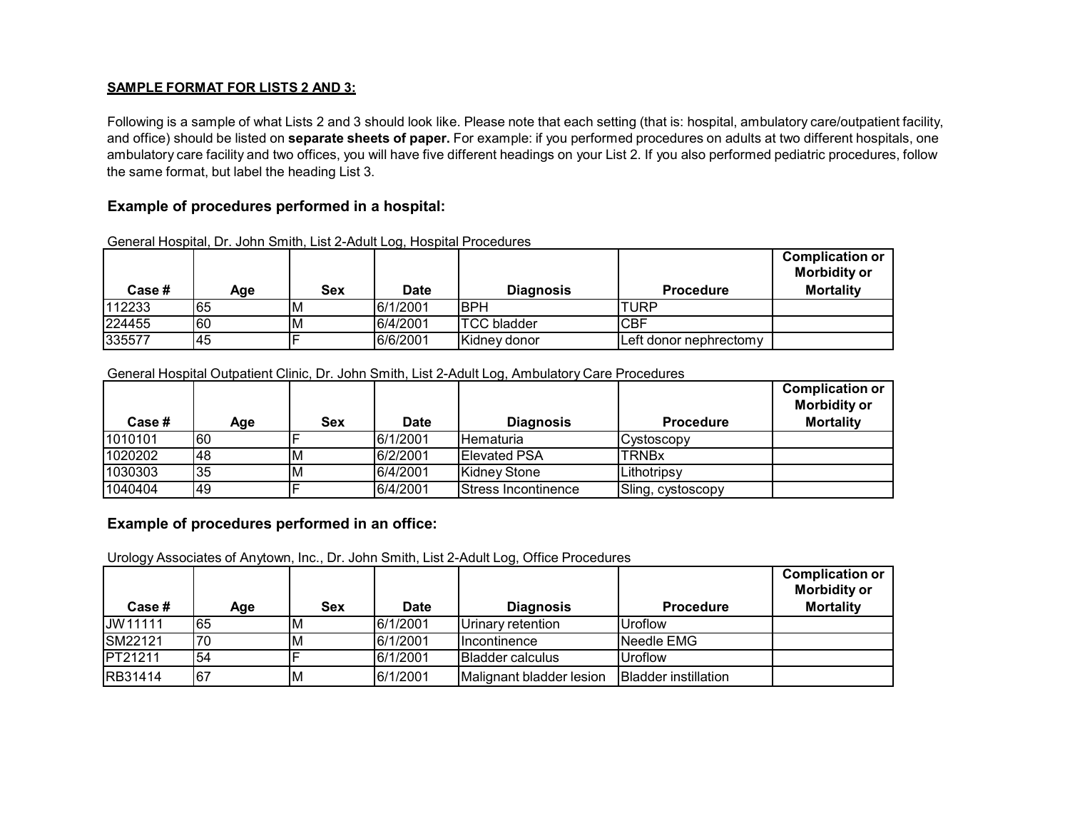**SAMPLE FORMAT FOR LISTS 2 AND 3:**

Following is a sample of what Lists 2 and 3 should look like. Please note that each setting (that is: hospital, ambulatory care/outpatient facility, and office) should be listed on **separate sheets of paper.** For example: if you performed procedures on adults at two different hospitals, one ambulatory care facility and two offices, you will have five different headings on your List 2. If you also performed pediatric procedures, follow the same format, but label the heading List 3.

### Example of procedures performed in a hospital:

General Hospital, Dr. John Smith, List 2-Adult Log, Hospital Procedures

| Case # | Age | Sex | Date | Diagnosis | Procedure | Complication or Morbidity or Mortality |
|---|---|---|---|---|---|---|
| 112233 | 65 | M | 6/1/2001 | BPH | TURP | |
| 224455 | 60 | M | 6/4/2001 | TCC bladder | CBF | |
| 335577 | 45 | F | 6/6/2001 | Kidney donor | Left donor nephrectomy | |

General Hospital Outpatient Clinic, Dr. John Smith, List 2-Adult Log, Ambulatory Care Procedures

| Case # | Age | Sex | Date | Diagnosis | Procedure | Complication or Morbidity or Mortality |
|---|---|---|---|---|---|---|
| 1010101 | 60 | F | 6/1/2001 | Hematuria | Cystoscopy | |
| 1020202 | 48 | M | 6/2/2001 | Elevated PSA | TRNBx | |
| 1030303 | 35 | M | 6/4/2001 | Kidney Stone | Lithotripsy | |
| 1040404 | 49 | F | 6/4/2001 | Stress Incontinence | Sling, cystoscopy | |

### Example of procedures performed in an office:

Urology Associates of Anytown, Inc., Dr. John Smith, List 2-Adult Log, Office Procedures

| Case # | Age | Sex | Date | Diagnosis | Procedure | Complication or Morbidity or Mortality |
|---|---|---|---|---|---|---|
| JW11111 | 65 | M | 6/1/2001 | Urinary retention | Uroflow | |
| SM22121 | 70 | M | 6/1/2001 | Incontinence | Needle EMG | |
| PT21211 | 54 | F | 6/1/2001 | Bladder calculus | Uroflow | |
| RB31414 | 67 | M | 6/1/2001 | Malignant bladder lesion | Bladder instillation | |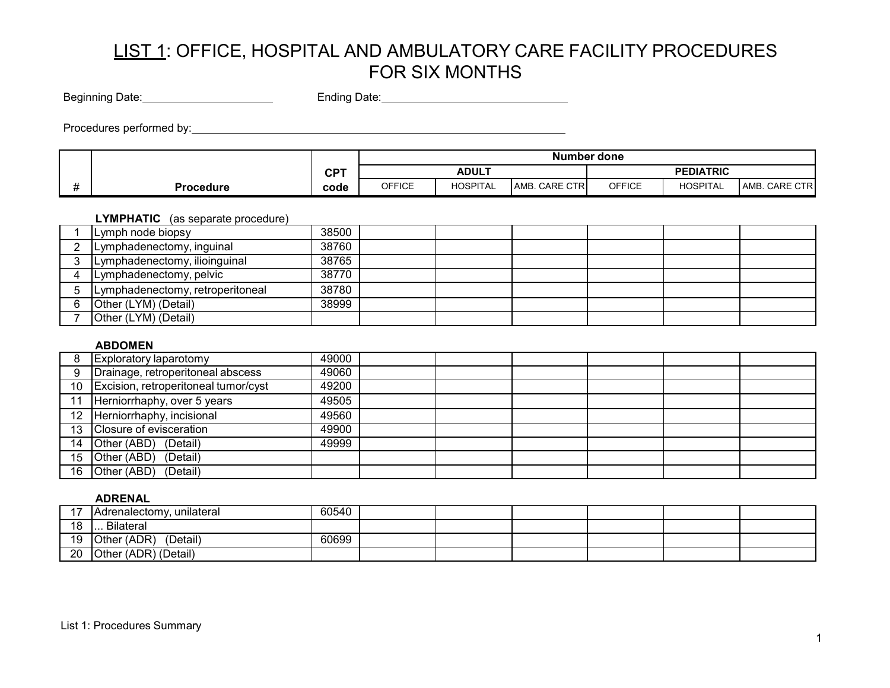# LIST 1: OFFICE, HOSPITAL AND AMBULATORY CARE FACILITY PROCEDURES FOR SIX MONTHS

Beginning Date:\_\_\_\_\_\_\_\_\_\_\_\_\_\_\_\_\_\_\_\_ Ending Date:\_\_\_\_\_\_\_\_\_\_\_\_\_\_\_\_\_\_\_\_\_\_\_\_\_\_\_\_

Procedures performed by:\_\_\_\_\_\_\_\_\_\_\_\_\_\_\_\_\_\_\_\_\_\_\_\_\_\_\_\_\_\_\_\_\_\_\_\_\_\_\_\_\_\_\_\_\_\_\_\_\_\_\_\_\_\_\_\_

| # | Procedure | CPT code | Number done | | | | | |
|---|---|---|---|---|---|---|---|---|
| | | | ADULT | | | PEDIATRIC | | |
| | | | OFFICE | HOSPITAL | AMB. CARE CTR | OFFICE | HOSPITAL | AMB. CARE CTR |
| | **LYMPHATIC** (as separate procedure) | | | | | | | |
| 1 | Lymph node biopsy | 38500 | | | | | | |
| 2 | Lymphadenectomy, inguinal | 38760 | | | | | | |
| 3 | Lymphadenectomy, ilioinguinal | 38765 | | | | | | |
| 4 | Lymphadenectomy, pelvic | 38770 | | | | | | |
| 5 | Lymphadenectomy, retroperitoneal | 38780 | | | | | | |
| 6 | Other (LYM) (Detail) | 38999 | | | | | | |
| 7 | Other (LYM) (Detail) | | | | | | | |
| | **ABDOMEN** | | | | | | | |
| 8 | Exploratory laparotomy | 49000 | | | | | | |
| 9 | Drainage, retroperitoneal abscess | 49060 | | | | | | |
| 10 | Excision, retroperitoneal tumor/cyst | 49200 | | | | | | |
| 11 | Herniorrhaphy, over 5 years | 49505 | | | | | | |
| 12 | Herniorrhaphy, incisional | 49560 | | | | | | |
| 13 | Closure of evisceration | 49900 | | | | | | |
| 14 | Other (ABD) (Detail) | 49999 | | | | | | |
| 15 | Other (ABD) (Detail) | | | | | | | |
| 16 | Other (ABD) (Detail) | | | | | | | |
| | **ADRENAL** | | | | | | | |
| 17 | Adrenalectomy, unilateral | 60540 | | | | | | |
| 18 | ... Bilateral | | | | | | | |
| 19 | Other (ADR) (Detail) | 60699 | | | | | | |
| 20 | Other (ADR) (Detail) | | | | | | | |

List 1: Procedures Summary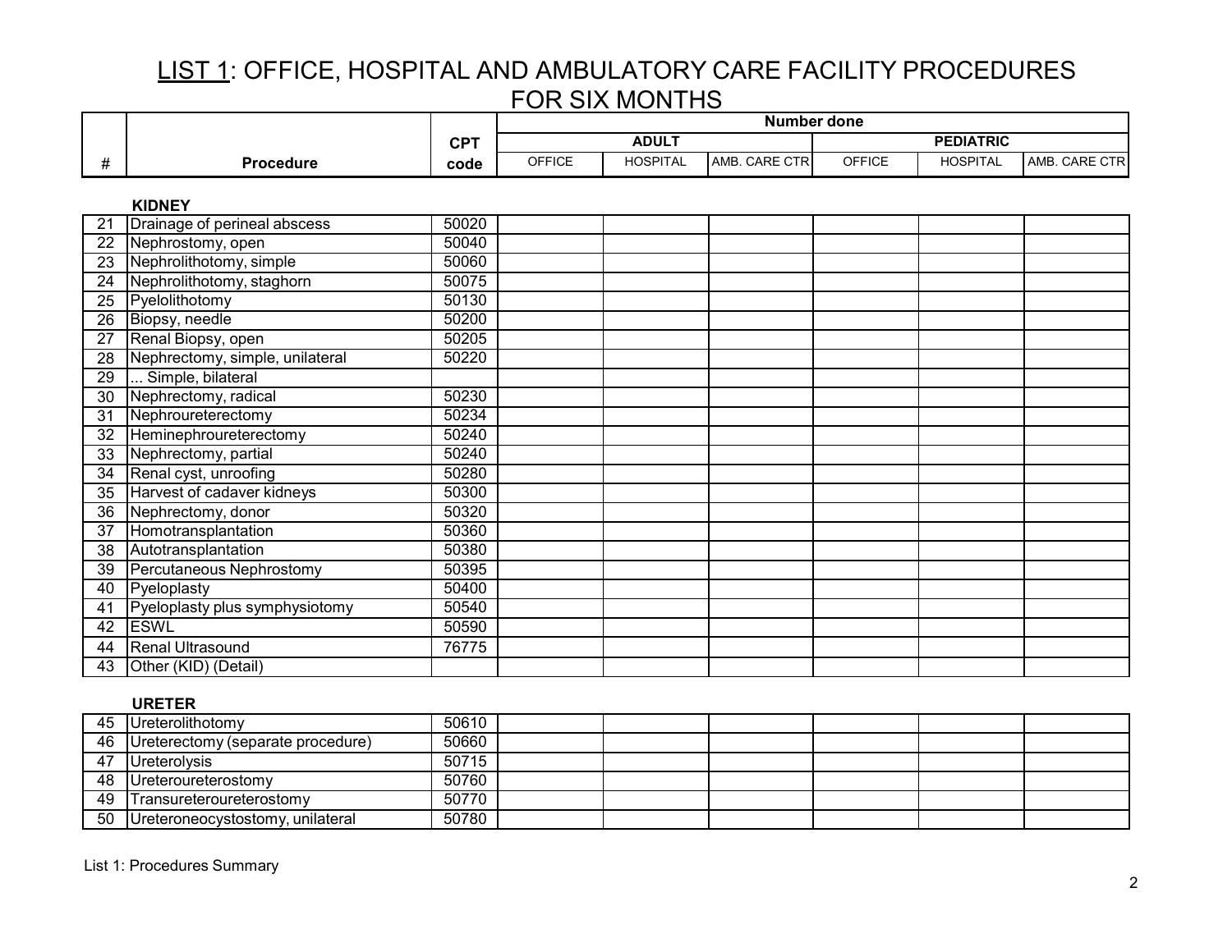# LIST 1: OFFICE, HOSPITAL AND AMBULATORY CARE FACILITY PROCEDURES FOR SIX MONTHS

| # | Procedure | CPT code | Number done | | | | | |
|---|---|---|---|---|---|---|---|---|
| | | | ADULT | | | PEDIATRIC | | |
| | | | OFFICE | HOSPITAL | AMB. CARE CTR | OFFICE | HOSPITAL | AMB. CARE CTR |
| | **KIDNEY** | | | | | | | |
| 21 | Drainage of perineal abscess | 50020 | | | | | | |
| 22 | Nephrostomy, open | 50040 | | | | | | |
| 23 | Nephrolithotomy, simple | 50060 | | | | | | |
| 24 | Nephrolithotomy, staghorn | 50075 | | | | | | |
| 25 | Pyelolithotomy | 50130 | | | | | | |
| 26 | Biopsy, needle | 50200 | | | | | | |
| 27 | Renal Biopsy, open | 50205 | | | | | | |
| 28 | Nephrectomy, simple, unilateral | 50220 | | | | | | |
| 29 | ... Simple, bilateral | | | | | | | |
| 30 | Nephrectomy, radical | 50230 | | | | | | |
| 31 | Nephroureterectomy | 50234 | | | | | | |
| 32 | Heminephroureterectomy | 50240 | | | | | | |
| 33 | Nephrectomy, partial | 50240 | | | | | | |
| 34 | Renal cyst, unroofing | 50280 | | | | | | |
| 35 | Harvest of cadaver kidneys | 50300 | | | | | | |
| 36 | Nephrectomy, donor | 50320 | | | | | | |
| 37 | Homotransplantation | 50360 | | | | | | |
| 38 | Autotransplantation | 50380 | | | | | | |
| 39 | Percutaneous Nephrostomy | 50395 | | | | | | |
| 40 | Pyeloplasty | 50400 | | | | | | |
| 41 | Pyeloplasty plus symphysiotomy | 50540 | | | | | | |
| 42 | ESWL | 50590 | | | | | | |
| 44 | Renal Ultrasound | 76775 | | | | | | |
| 43 | Other (KID) (Detail) | | | | | | | |
| | **URETER** | | | | | | | |
| 45 | Ureterolithotomy | 50610 | | | | | | |
| 46 | Ureterectomy (separate procedure) | 50660 | | | | | | |
| 47 | Ureterolysis | 50715 | | | | | | |
| 48 | Ureteroureterostomy | 50760 | | | | | | |
| 49 | Transureteroureterostomy | 50770 | | | | | | |
| 50 | Ureteroneocystostomy, unilateral | 50780 | | | | | | |

List 1: Procedures Summary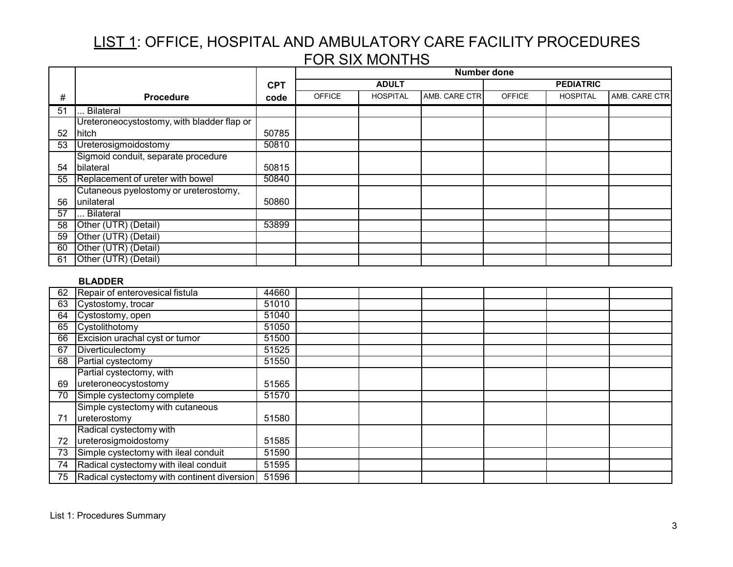# LIST 1: OFFICE, HOSPITAL AND AMBULATORY CARE FACILITY PROCEDURES FOR SIX MONTHS

| # | Procedure | CPT code | Number done | | | | | |
|---|---|---|---|---|---|---|---|---|
| | | | ADULT | | | PEDIATRIC | | |
| | | | OFFICE | HOSPITAL | AMB. CARE CTR | OFFICE | HOSPITAL | AMB. CARE CTR |
| 51 | ... Bilateral | | | | | | | |
| 52 | Ureteroneocystostomy, with bladder flap or hitch | 50785 | | | | | | |
| 53 | Ureterosigmoidostomy | 50810 | | | | | | |
| 54 | Sigmoid conduit, separate procedure bilateral | 50815 | | | | | | |
| 55 | Replacement of ureter with bowel | 50840 | | | | | | |
| 56 | Cutaneous pyelostomy or ureterostomy, unilateral | 50860 | | | | | | |
| 57 | ... Bilateral | | | | | | | |
| 58 | Other (UTR) (Detail) | 53899 | | | | | | |
| 59 | Other (UTR) (Detail) | | | | | | | |
| 60 | Other (UTR) (Detail) | | | | | | | |
| 61 | Other (UTR) (Detail) | | | | | | | |

**BLADDER**

| # | Procedure | CPT code | ADULT OFFICE | ADULT HOSPITAL | ADULT AMB. CARE CTR | PEDIATRIC OFFICE | PEDIATRIC HOSPITAL | PEDIATRIC AMB. CARE CTR |
|---|---|---|---|---|---|---|---|---|
| 62 | Repair of enterovesical fistula | 44660 | | | | | | |
| 63 | Cystostomy, trocar | 51010 | | | | | | |
| 64 | Cystostomy, open | 51040 | | | | | | |
| 65 | Cystolithotomy | 51050 | | | | | | |
| 66 | Excision urachal cyst or tumor | 51500 | | | | | | |
| 67 | Diverticulectomy | 51525 | | | | | | |
| 68 | Partial cystectomy | 51550 | | | | | | |
| 69 | Partial cystectomy, with ureteroneocystostomy | 51565 | | | | | | |
| 70 | Simple cystectomy complete | 51570 | | | | | | |
| 71 | Simple cystectomy with cutaneous ureterostomy | 51580 | | | | | | |
| 72 | Radical cystectomy with ureterosigmoidostomy | 51585 | | | | | | |
| 73 | Simple cystectomy with ileal conduit | 51590 | | | | | | |
| 74 | Radical cystectomy with ileal conduit | 51595 | | | | | | |
| 75 | Radical cystectomy with continent diversion | 51596 | | | | | | |

List 1: Procedures Summary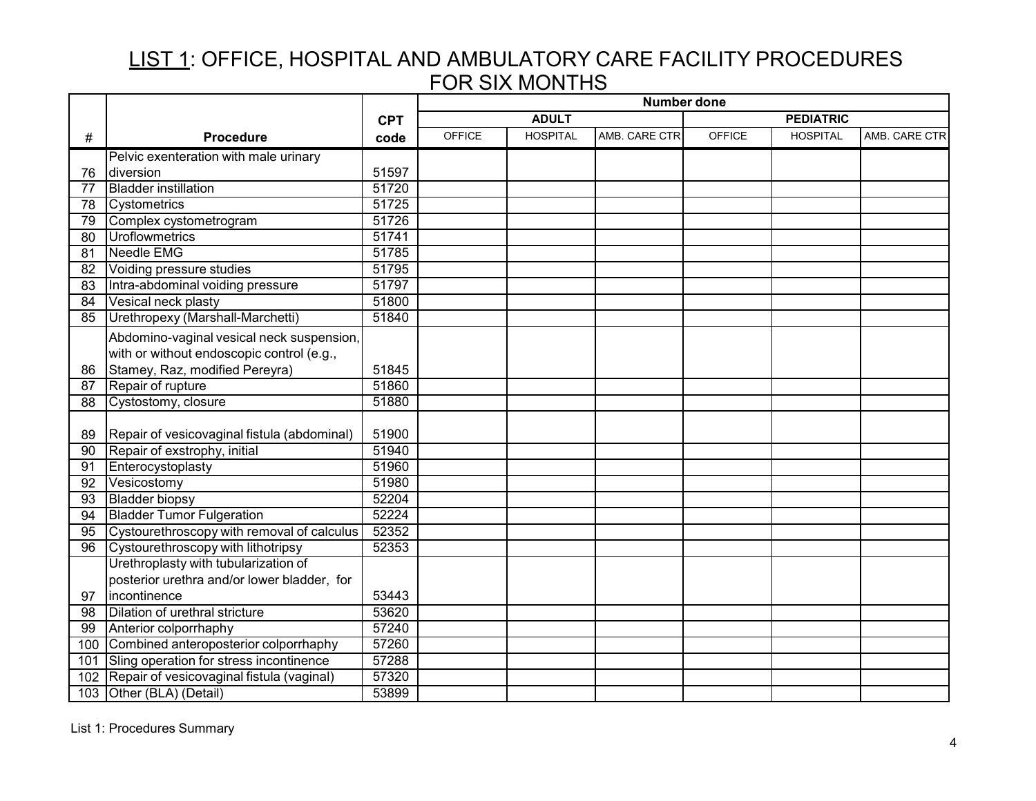## LIST 1: OFFICE, HOSPITAL AND AMBULATORY CARE FACILITY PROCEDURES FOR SIX MONTHS

| # | Procedure | CPT code | Number done | | | | | |
|---|---|---|---|---|---|---|---|---|
| | | | ADULT | | | PEDIATRIC | | |
| | | | OFFICE | HOSPITAL | AMB. CARE CTR | OFFICE | HOSPITAL | AMB. CARE CTR |
| 76 | Pelvic exenteration with male urinary diversion | 51597 | | | | | | |
| 77 | Bladder instillation | 51720 | | | | | | |
| 78 | Cystometrics | 51725 | | | | | | |
| 79 | Complex cystometrogram | 51726 | | | | | | |
| 80 | Uroflowmetrics | 51741 | | | | | | |
| 81 | Needle EMG | 51785 | | | | | | |
| 82 | Voiding pressure studies | 51795 | | | | | | |
| 83 | Intra-abdominal voiding pressure | 51797 | | | | | | |
| 84 | Vesical neck plasty | 51800 | | | | | | |
| 85 | Urethropexy (Marshall-Marchetti) | 51840 | | | | | | |
| 86 | Abdomino-vaginal vesical neck suspension, with or without endoscopic control (e.g., Stamey, Raz, modified Pereyra) | 51845 | | | | | | |
| 87 | Repair of rupture | 51860 | | | | | | |
| 88 | Cystostomy, closure | 51880 | | | | | | |
| 89 | Repair of vesicovaginal fistula (abdominal) | 51900 | | | | | | |
| 90 | Repair of exstrophy, initial | 51940 | | | | | | |
| 91 | Enterocystoplasty | 51960 | | | | | | |
| 92 | Vesicostomy | 51980 | | | | | | |
| 93 | Bladder biopsy | 52204 | | | | | | |
| 94 | Bladder Tumor Fulgeration | 52224 | | | | | | |
| 95 | Cystourethroscopy with removal of calculus | 52352 | | | | | | |
| 96 | Cystourethroscopy with lithotripsy | 52353 | | | | | | |
| 97 | Urethroplasty with tubularization of posterior urethra and/or lower bladder, for incontinence | 53443 | | | | | | |
| 98 | Dilation of urethral stricture | 53620 | | | | | | |
| 99 | Anterior colporrhaphy | 57240 | | | | | | |
| 100 | Combined anteroposterior colporrhaphy | 57260 | | | | | | |
| 101 | Sling operation for stress incontinence | 57288 | | | | | | |
| 102 | Repair of vesicovaginal fistula (vaginal) | 57320 | | | | | | |
| 103 | Other (BLA) (Detail) | 53899 | | | | | | |

List 1: Procedures Summary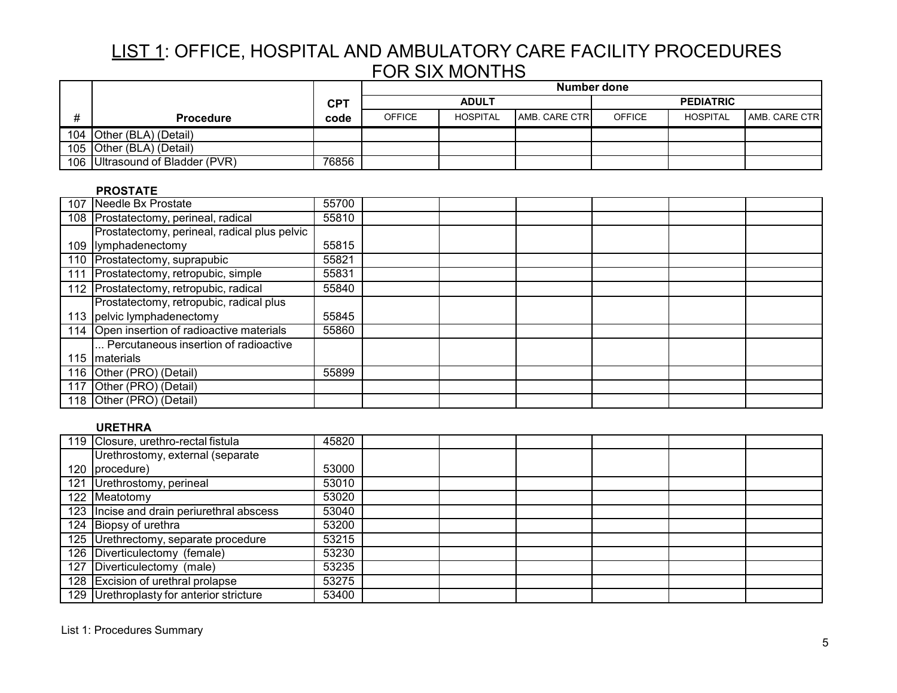## LIST 1: OFFICE, HOSPITAL AND AMBULATORY CARE FACILITY PROCEDURES FOR SIX MONTHS

| # | Procedure | CPT code | Number done | | | | | |
|---|---|---|---|---|---|---|---|---|
| | | | ADULT | | | PEDIATRIC | | |
| | | | OFFICE | HOSPITAL | AMB. CARE CTR | OFFICE | HOSPITAL | AMB. CARE CTR |
| 104 | Other (BLA) (Detail) | | | | | | | |
| 105 | Other (BLA) (Detail) | | | | | | | |
| 106 | Ultrasound of Bladder (PVR) | 76856 | | | | | | |
| | **PROSTATE** | | | | | | | |
| 107 | Needle Bx Prostate | 55700 | | | | | | |
| 108 | Prostatectomy, perineal, radical | 55810 | | | | | | |
| 109 | Prostatectomy, perineal, radical plus pelvic lymphadenectomy | 55815 | | | | | | |
| 110 | Prostatectomy, suprapubic | 55821 | | | | | | |
| 111 | Prostatectomy, retropubic, simple | 55831 | | | | | | |
| 112 | Prostatectomy, retropubic, radical | 55840 | | | | | | |
| 113 | Prostatectomy, retropubic, radical plus pelvic lymphadenectomy | 55845 | | | | | | |
| 114 | Open insertion of radioactive materials | 55860 | | | | | | |
| 115 | ... Percutaneous insertion of radioactive materials | | | | | | | |
| 116 | Other (PRO) (Detail) | 55899 | | | | | | |
| 117 | Other (PRO) (Detail) | | | | | | | |
| 118 | Other (PRO) (Detail) | | | | | | | |
| | **URETHRA** | | | | | | | |
| 119 | Closure, urethro-rectal fistula | 45820 | | | | | | |
| 120 | Urethrostomy, external (separate procedure) | 53000 | | | | | | |
| 121 | Urethrostomy, perineal | 53010 | | | | | | |
| 122 | Meatotomy | 53020 | | | | | | |
| 123 | Incise and drain periurethral abscess | 53040 | | | | | | |
| 124 | Biopsy of urethra | 53200 | | | | | | |
| 125 | Urethrectomy, separate procedure | 53215 | | | | | | |
| 126 | Diverticulectomy (female) | 53230 | | | | | | |
| 127 | Diverticulectomy (male) | 53235 | | | | | | |
| 128 | Excision of urethral prolapse | 53275 | | | | | | |
| 129 | Urethroplasty for anterior stricture | 53400 | | | | | | |

List 1: Procedures Summary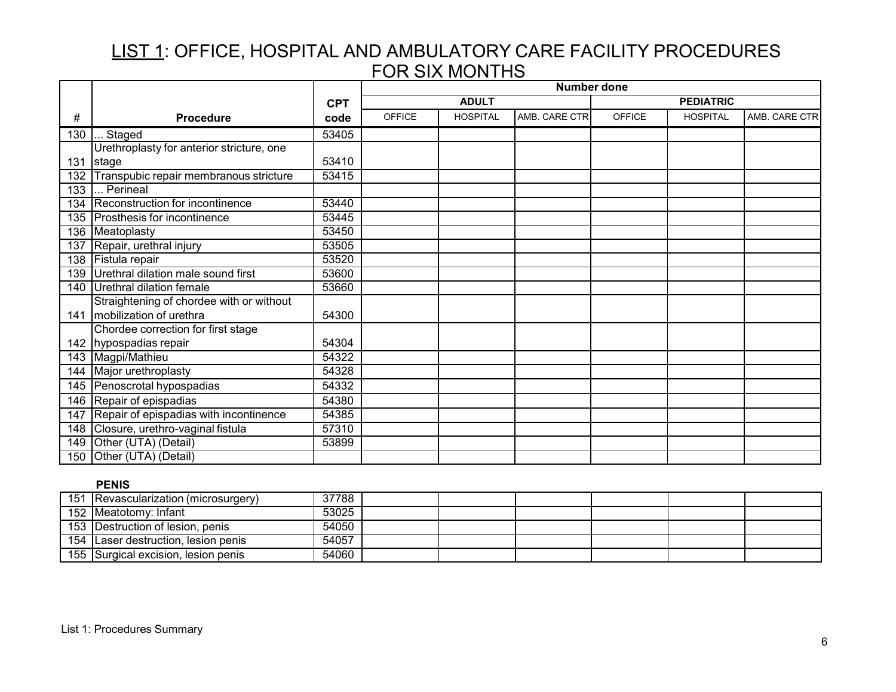## LIST 1: OFFICE, HOSPITAL AND AMBULATORY CARE FACILITY PROCEDURES FOR SIX MONTHS

| # | Procedure | CPT code | Number done | | | | | |
|---|---|---|---|---|---|---|---|---|
| | | | ADULT | | | PEDIATRIC | | |
| | | | OFFICE | HOSPITAL | AMB. CARE CTR | OFFICE | HOSPITAL | AMB. CARE CTR |
| 130 | ... Staged | 53405 | | | | | | |
| 131 | Urethroplasty for anterior stricture, one stage | 53410 | | | | | | |
| 132 | Transpubic repair membranous stricture | 53415 | | | | | | |
| 133 | ... Perineal | | | | | | | |
| 134 | Reconstruction for incontinence | 53440 | | | | | | |
| 135 | Prosthesis for incontinence | 53445 | | | | | | |
| 136 | Meatoplasty | 53450 | | | | | | |
| 137 | Repair, urethral injury | 53505 | | | | | | |
| 138 | Fistula repair | 53520 | | | | | | |
| 139 | Urethral dilation male sound first | 53600 | | | | | | |
| 140 | Urethral dilation female | 53660 | | | | | | |
| 141 | Straightening of chordee with or without mobilization of urethra | 54300 | | | | | | |
| 142 | Chordee correction for first stage hypospadias repair | 54304 | | | | | | |
| 143 | Magpi/Mathieu | 54322 | | | | | | |
| 144 | Major urethroplasty | 54328 | | | | | | |
| 145 | Penoscrotal hypospadias | 54332 | | | | | | |
| 146 | Repair of epispadias | 54380 | | | | | | |
| 147 | Repair of epispadias with incontinence | 54385 | | | | | | |
| 148 | Closure, urethro-vaginal fistula | 57310 | | | | | | |
| 149 | Other (UTA) (Detail) | 53899 | | | | | | |
| 150 | Other (UTA) (Detail) | | | | | | | |

**PENIS**

| # | Procedure | CPT code | OFFICE | HOSPITAL | AMB. CARE CTR | OFFICE | HOSPITAL | AMB. CARE CTR |
|---|---|---|---|---|---|---|---|---|
| 151 | Revascularization (microsurgery) | 37788 | | | | | | |
| 152 | Meatotomy: Infant | 53025 | | | | | | |
| 153 | Destruction of lesion, penis | 54050 | | | | | | |
| 154 | Laser destruction, lesion penis | 54057 | | | | | | |
| 155 | Surgical excision, lesion penis | 54060 | | | | | | |

List 1: Procedures Summary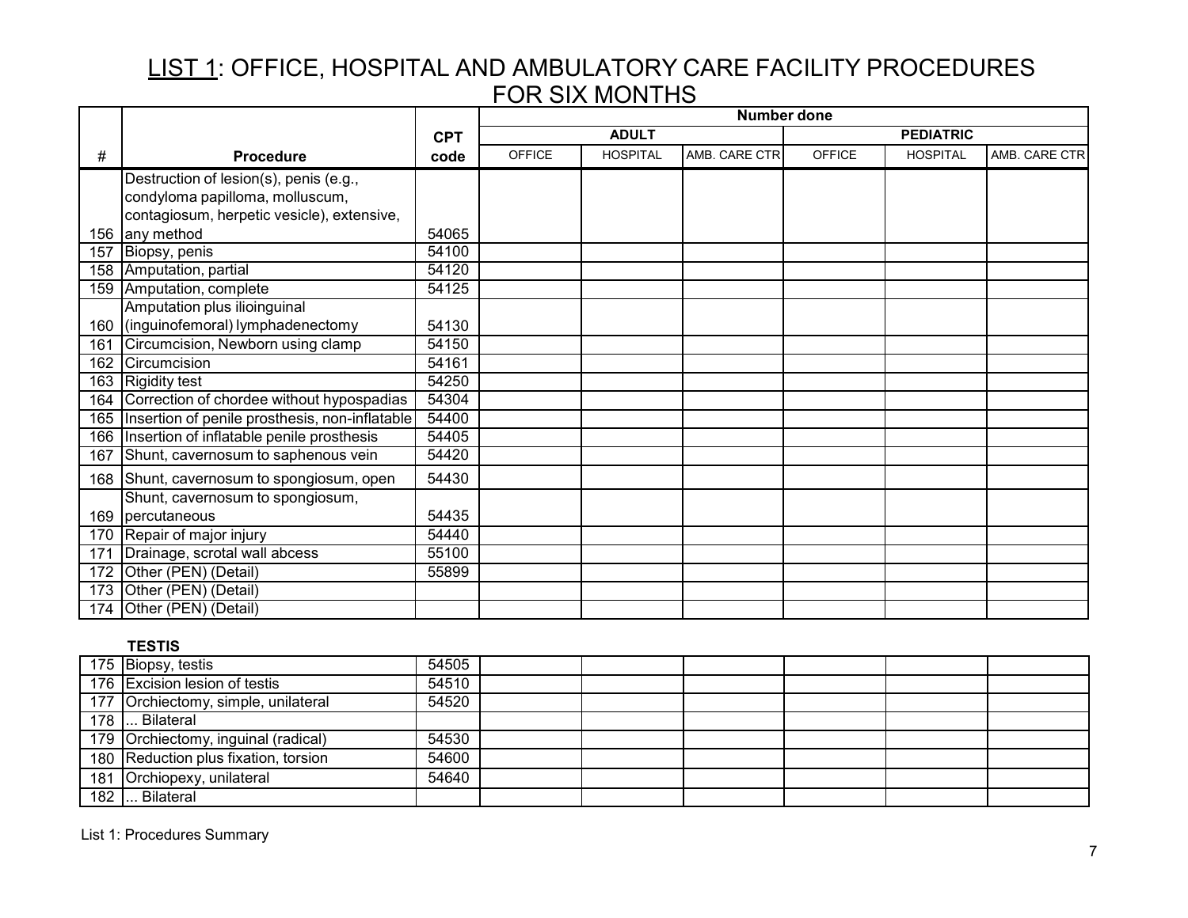## LIST 1: OFFICE, HOSPITAL AND AMBULATORY CARE FACILITY PROCEDURES FOR SIX MONTHS

| | | | Number done | | | | | |
|---|---|---|---|---|---|---|---|---|
| | | **CPT** | **ADULT** | | | **PEDIATRIC** | | |
| **#** | **Procedure** | **code** | OFFICE | HOSPITAL | AMB. CARE CTR | OFFICE | HOSPITAL | AMB. CARE CTR |
| 156 | Destruction of lesion(s), penis (e.g., condyloma papilloma, molluscum, contagiosum, herpetic vesicle), extensive, any method | 54065 | | | | | | |
| 157 | Biopsy, penis | 54100 | | | | | | |
| 158 | Amputation, partial | 54120 | | | | | | |
| 159 | Amputation, complete | 54125 | | | | | | |
| 160 | Amputation plus ilioinguinal (inguinofemoral) lymphadenectomy | 54130 | | | | | | |
| 161 | Circumcision, Newborn using clamp | 54150 | | | | | | |
| 162 | Circumcision | 54161 | | | | | | |
| 163 | Rigidity test | 54250 | | | | | | |
| 164 | Correction of chordee without hypospadias | 54304 | | | | | | |
| 165 | Insertion of penile prosthesis, non-inflatable | 54400 | | | | | | |
| 166 | Insertion of inflatable penile prosthesis | 54405 | | | | | | |
| 167 | Shunt, cavernosum to saphenous vein | 54420 | | | | | | |
| 168 | Shunt, cavernosum to spongiosum, open | 54430 | | | | | | |
| 169 | Shunt, cavernosum to spongiosum, percutaneous | 54435 | | | | | | |
| 170 | Repair of major injury | 54440 | | | | | | |
| 171 | Drainage, scrotal wall abcess | 55100 | | | | | | |
| 172 | Other (PEN) (Detail) | 55899 | | | | | | |
| 173 | Other (PEN) (Detail) | | | | | | | |
| 174 | Other (PEN) (Detail) | | | | | | | |

**TESTIS**

| # | Procedure | CPT code | ADULT OFFICE | ADULT HOSPITAL | ADULT AMB. CARE CTR | PEDIATRIC OFFICE | PEDIATRIC HOSPITAL | PEDIATRIC AMB. CARE CTR |
|---|---|---|---|---|---|---|---|---|
| 175 | Biopsy, testis | 54505 | | | | | | |
| 176 | Excision lesion of testis | 54510 | | | | | | |
| 177 | Orchiectomy, simple, unilateral | 54520 | | | | | | |
| 178 | ... Bilateral | | | | | | | |
| 179 | Orchiectomy, inguinal (radical) | 54530 | | | | | | |
| 180 | Reduction plus fixation, torsion | 54600 | | | | | | |
| 181 | Orchiopexy, unilateral | 54640 | | | | | | |
| 182 | ... Bilateral | | | | | | | |

List 1: Procedures Summary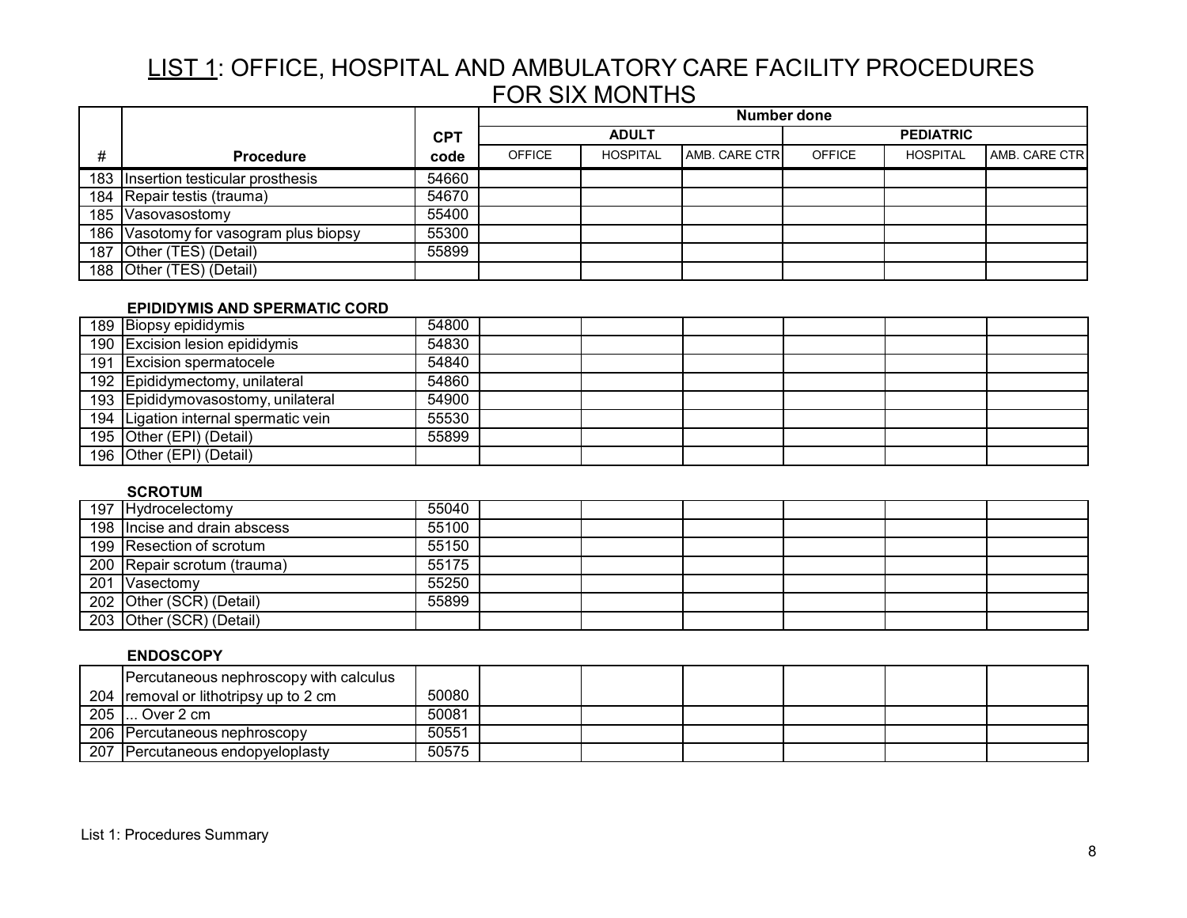# LIST 1: OFFICE, HOSPITAL AND AMBULATORY CARE FACILITY PROCEDURES FOR SIX MONTHS

| # | Procedure | CPT code | Number done | | | | | |
|---|---|---|---|---|---|---|---|---|
| | | | ADULT | | | PEDIATRIC | | |
| | | | OFFICE | HOSPITAL | AMB. CARE CTR | OFFICE | HOSPITAL | AMB. CARE CTR |
| 183 | Insertion testicular prosthesis | 54660 | | | | | | |
| 184 | Repair testis (trauma) | 54670 | | | | | | |
| 185 | Vasovasostomy | 55400 | | | | | | |
| 186 | Vasotomy for vasogram plus biopsy | 55300 | | | | | | |
| 187 | Other (TES) (Detail) | 55899 | | | | | | |
| 188 | Other (TES) (Detail) | | | | | | | |
| | **EPIDIDYMIS AND SPERMATIC CORD** | | | | | | | |
| 189 | Biopsy epididymis | 54800 | | | | | | |
| 190 | Excision lesion epididymis | 54830 | | | | | | |
| 191 | Excision spermatocele | 54840 | | | | | | |
| 192 | Epididymectomy, unilateral | 54860 | | | | | | |
| 193 | Epididymovasostomy, unilateral | 54900 | | | | | | |
| 194 | Ligation internal spermatic vein | 55530 | | | | | | |
| 195 | Other (EPI) (Detail) | 55899 | | | | | | |
| 196 | Other (EPI) (Detail) | | | | | | | |
| | **SCROTUM** | | | | | | | |
| 197 | Hydrocelectomy | 55040 | | | | | | |
| 198 | Incise and drain abscess | 55100 | | | | | | |
| 199 | Resection of scrotum | 55150 | | | | | | |
| 200 | Repair scrotum (trauma) | 55175 | | | | | | |
| 201 | Vasectomy | 55250 | | | | | | |
| 202 | Other (SCR) (Detail) | 55899 | | | | | | |
| 203 | Other (SCR) (Detail) | | | | | | | |
| | **ENDOSCOPY** | | | | | | | |
| 204 | Percutaneous nephroscopy with calculus removal or lithotripsy up to 2 cm | 50080 | | | | | | |
| 205 | ... Over 2 cm | 50081 | | | | | | |
| 206 | Percutaneous nephroscopy | 50551 | | | | | | |
| 207 | Percutaneous endopyeloplasty | 50575 | | | | | | |

List 1: Procedures Summary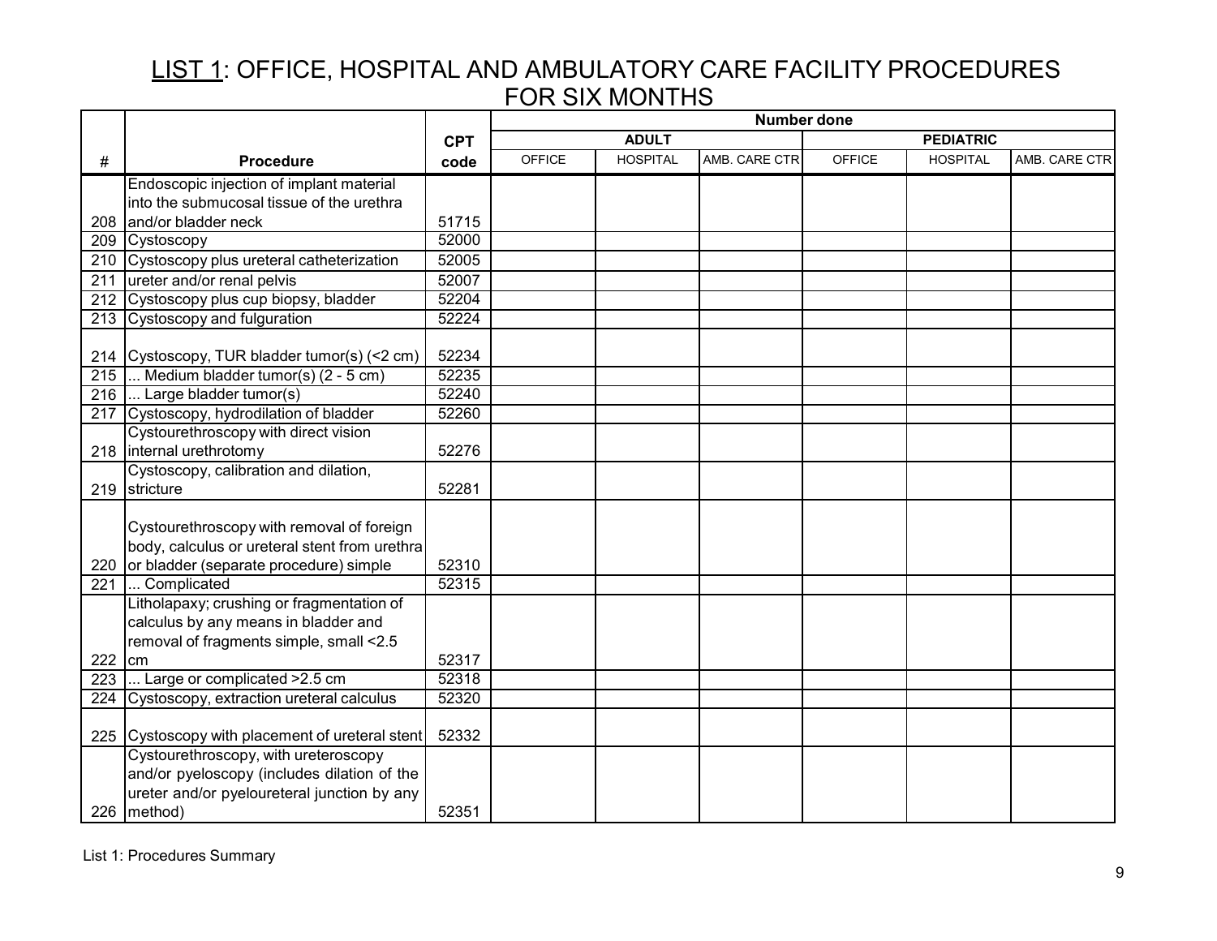# LIST 1: OFFICE, HOSPITAL AND AMBULATORY CARE FACILITY PROCEDURES FOR SIX MONTHS

| # | Procedure | CPT code | Number done | | | | | |
|---|---|---|---|---|---|---|---|---|
| | | | ADULT | | | PEDIATRIC | | |
| | | | OFFICE | HOSPITAL | AMB. CARE CTR | OFFICE | HOSPITAL | AMB. CARE CTR |
| 208 | Endoscopic injection of implant material into the submucosal tissue of the urethra and/or bladder neck | 51715 | | | | | | |
| 209 | Cystoscopy | 52000 | | | | | | |
| 210 | Cystoscopy plus ureteral catheterization | 52005 | | | | | | |
| 211 | ureter and/or renal pelvis | 52007 | | | | | | |
| 212 | Cystoscopy plus cup biopsy, bladder | 52204 | | | | | | |
| 213 | Cystoscopy and fulguration | 52224 | | | | | | |
| 214 | Cystoscopy, TUR bladder tumor(s) (<2 cm) | 52234 | | | | | | |
| 215 | ... Medium bladder tumor(s) (2 - 5 cm) | 52235 | | | | | | |
| 216 | ... Large bladder tumor(s) | 52240 | | | | | | |
| 217 | Cystoscopy, hydrodilation of bladder | 52260 | | | | | | |
| 218 | Cystourethroscopy with direct vision internal urethrotomy | 52276 | | | | | | |
| 219 | Cystoscopy, calibration and dilation, stricture | 52281 | | | | | | |
| 220 | Cystourethroscopy with removal of foreign body, calculus or ureteral stent from urethra or bladder (separate procedure) simple | 52310 | | | | | | |
| 221 | ... Complicated | 52315 | | | | | | |
| 222 | Litholapaxy; crushing or fragmentation of calculus by any means in bladder and removal of fragments simple, small <2.5 cm | 52317 | | | | | | |
| 223 | ... Large or complicated >2.5 cm | 52318 | | | | | | |
| 224 | Cystoscopy, extraction ureteral calculus | 52320 | | | | | | |
| 225 | Cystoscopy with placement of ureteral stent | 52332 | | | | | | |
| 226 | Cystourethroscopy, with ureteroscopy and/or pyeloscopy (includes dilation of the ureter and/or pyeloureteral junction by any method) | 52351 | | | | | | |

List 1: Procedures Summary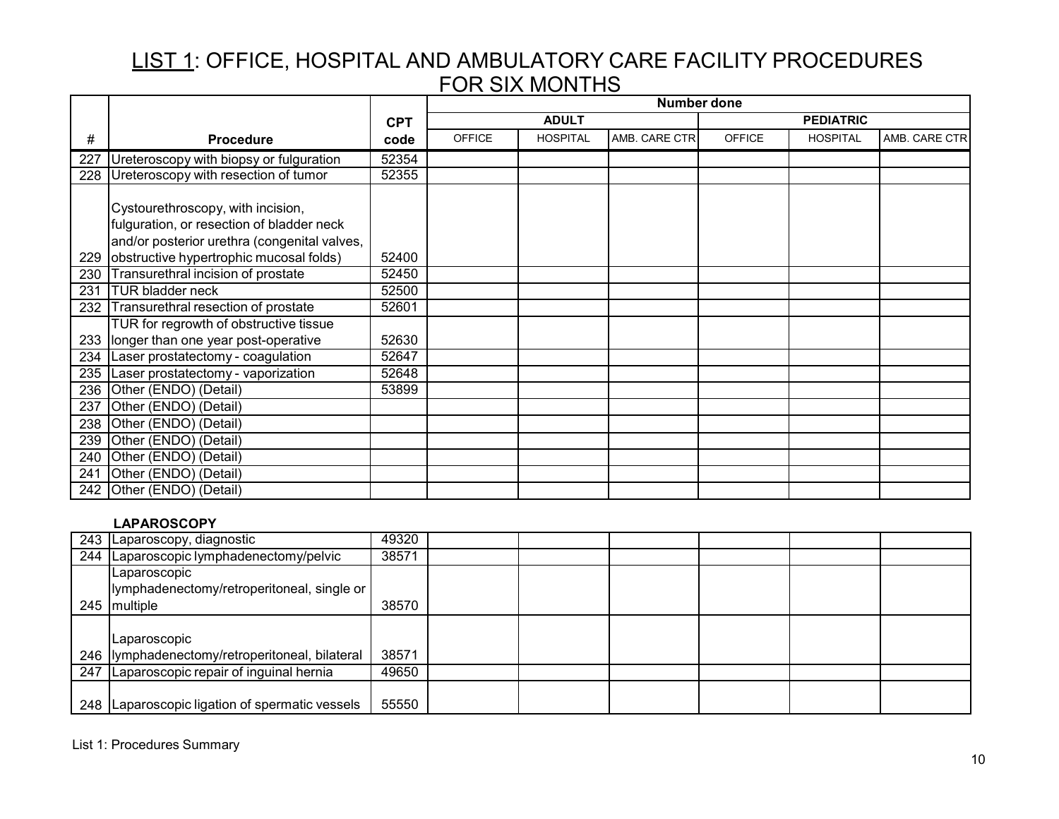# LIST 1: OFFICE, HOSPITAL AND AMBULATORY CARE FACILITY PROCEDURES FOR SIX MONTHS

| | | | Number done | | | | | |
|---|---|---|---|---|---|---|---|---|
| | | CPT | ADULT | | | PEDIATRIC | | |
| # | Procedure | code | OFFICE | HOSPITAL | AMB. CARE CTR | OFFICE | HOSPITAL | AMB. CARE CTR |
| 227 | Ureteroscopy with biopsy or fulguration | 52354 | | | | | | |
| 228 | Ureteroscopy with resection of tumor | 52355 | | | | | | |
| 229 | Cystourethroscopy, with incision, fulguration, or resection of bladder neck and/or posterior urethra (congenital valves, obstructive hypertrophic mucosal folds) | 52400 | | | | | | |
| 230 | Transurethral incision of prostate | 52450 | | | | | | |
| 231 | TUR bladder neck | 52500 | | | | | | |
| 232 | Transurethral resection of prostate | 52601 | | | | | | |
| 233 | TUR for regrowth of obstructive tissue longer than one year post-operative | 52630 | | | | | | |
| 234 | Laser prostatectomy - coagulation | 52647 | | | | | | |
| 235 | Laser prostatectomy - vaporization | 52648 | | | | | | |
| 236 | Other (ENDO) (Detail) | 53899 | | | | | | |
| 237 | Other (ENDO) (Detail) | | | | | | | |
| 238 | Other (ENDO) (Detail) | | | | | | | |
| 239 | Other (ENDO) (Detail) | | | | | | | |
| 240 | Other (ENDO) (Detail) | | | | | | | |
| 241 | Other (ENDO) (Detail) | | | | | | | |
| 242 | Other (ENDO) (Detail) | | | | | | | |
| | **LAPAROSCOPY** | | | | | | | |
| 243 | Laparoscopy, diagnostic | 49320 | | | | | | |
| 244 | Laparoscopic lymphadenectomy/pelvic | 38571 | | | | | | |
| 245 | Laparoscopic lymphadenectomy/retroperitoneal, single or multiple | 38570 | | | | | | |
| 246 | Laparoscopic lymphadenectomy/retroperitoneal, bilateral | 38571 | | | | | | |
| 247 | Laparoscopic repair of inguinal hernia | 49650 | | | | | | |
| 248 | Laparoscopic ligation of spermatic vessels | 55550 | | | | | | |

List 1: Procedures Summary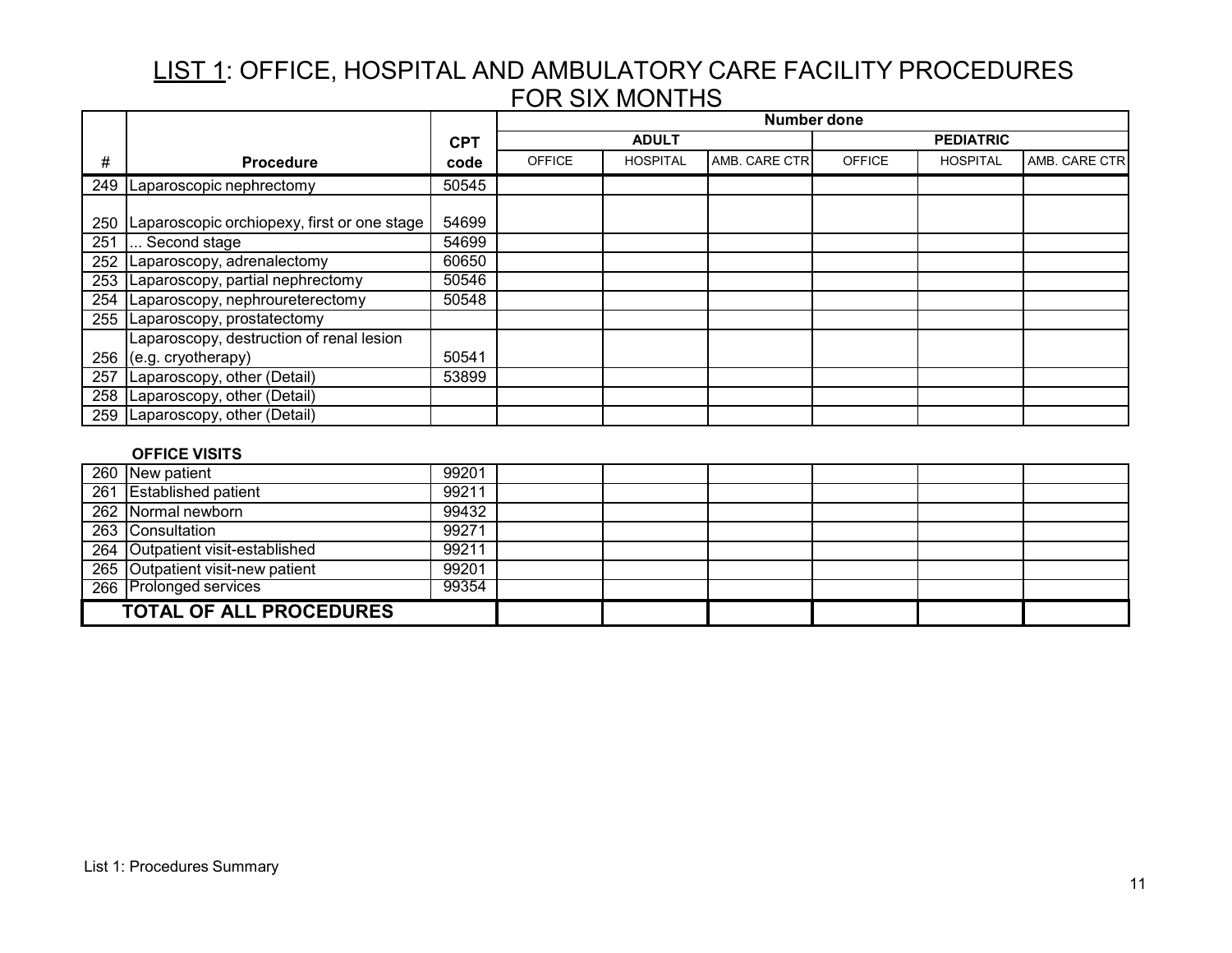# LIST 1: OFFICE, HOSPITAL AND AMBULATORY CARE FACILITY PROCEDURES FOR SIX MONTHS

| # | Procedure | CPT code | Number done | | | | | |
|---|---|---|---|---|---|---|---|---|
| | | | ADULT | | | PEDIATRIC | | |
| | | | OFFICE | HOSPITAL | AMB. CARE CTR | OFFICE | HOSPITAL | AMB. CARE CTR |
| 249 | Laparoscopic nephrectomy | 50545 | | | | | | |
| 250 | Laparoscopic orchiopexy, first or one stage | 54699 | | | | | | |
| 251 | ... Second stage | 54699 | | | | | | |
| 252 | Laparoscopy, adrenalectomy | 60650 | | | | | | |
| 253 | Laparoscopy, partial nephrectomy | 50546 | | | | | | |
| 254 | Laparoscopy, nephroureterectomy | 50548 | | | | | | |
| 255 | Laparoscopy, prostatectomy | | | | | | | |
| 256 | Laparoscopy, destruction of renal lesion (e.g. cryotherapy) | 50541 | | | | | | |
| 257 | Laparoscopy, other (Detail) | 53899 | | | | | | |
| 258 | Laparoscopy, other (Detail) | | | | | | | |
| 259 | Laparoscopy, other (Detail) | | | | | | | |
| | **OFFICE VISITS** | | | | | | | |
| 260 | New patient | 99201 | | | | | | |
| 261 | Established patient | 99211 | | | | | | |
| 262 | Normal newborn | 99432 | | | | | | |
| 263 | Consultation | 99271 | | | | | | |
| 264 | Outpatient visit-established | 99211 | | | | | | |
| 265 | Outpatient visit-new patient | 99201 | | | | | | |
| 266 | Prolonged services | 99354 | | | | | | |
| | **TOTAL OF ALL PROCEDURES** | | | | | | | |

List 1: Procedures Summary